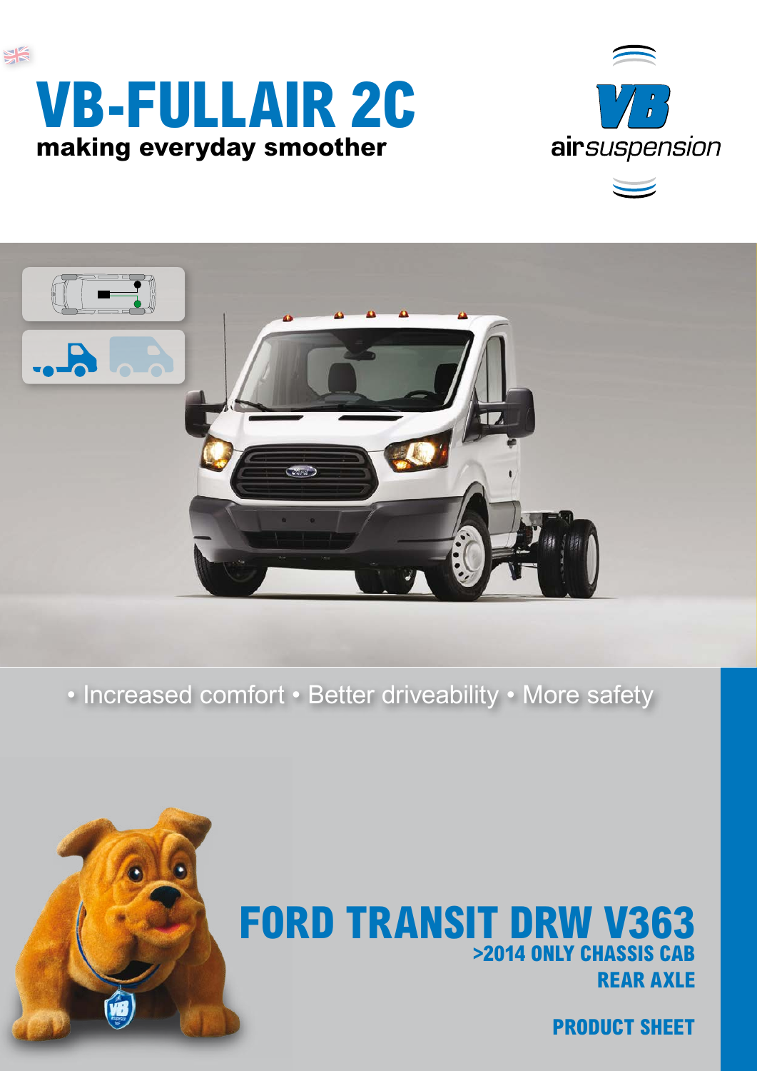# VB-FULLAIR 2C

**making everyday smoother**

VB airsuspension

• Increased comfort • Better driveability • More safety

## FORD TRANSIT DRW V363

**>2014 ONLY CHASSIS CAB**

**REAR AXLE**

**PRODUCT SHEET**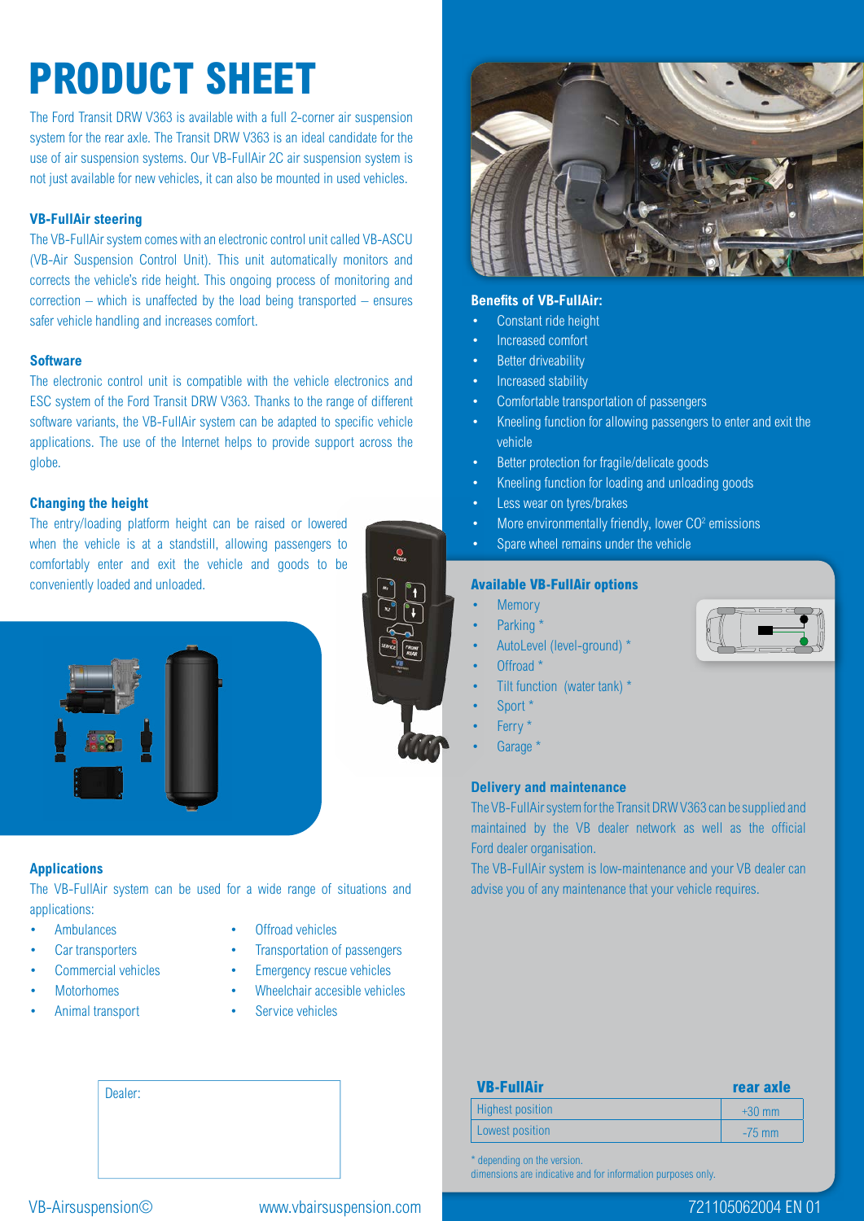# PRODUCT SHEET

The Ford Transit DRW V363 is available with a full 2-corner air suspension system for the rear axle. The Transit DRW V363 is an ideal candidate for the use of air suspension systems. Our VB-FullAir 2C air suspension system is not just available for new vehicles, it can also be mounted in used vehicles.

### VB-FullAir steering

The VB-FullAir system comes with an electronic control unit called VB-ASCU (VB-Air Suspension Control Unit). This unit automatically monitors and corrects the vehicle's ride height. This ongoing process of monitoring and correction – which is unaffected by the load being transported – ensures safer vehicle handling and increases comfort.

### Software

The electronic control unit is compatible with the vehicle electronics and ESC system of the Ford Transit DRW V363. Thanks to the range of different software variants, the VB-FullAir system can be adapted to specific vehicle applications. The use of the Internet helps to provide support across the globe.

### Changing the height

The entry/loading platform height can be raised or lowered when the vehicle is at a standstill, allowing passengers to comfortably enter and exit the vehicle and goods to be conveniently loaded and unloaded.

### Applications

The VB-FullAir system can be used for a wide range of situations and applications:

- Ambulances
- Car transporters
- Commercial vehicles
- Motorhomes
- Animal transport
- Offroad vehicles
- Transportation of passengers
- Emergency rescue vehicles
- Wheelchair accesible vehicles
- Service vehicles

Dealer:

### Benefits of VB-FullAir:

- Constant ride height
- Increased comfort
- Better driveability
- Increased stability
- Comfortable transportation of passengers
- Kneeling function for allowing passengers to enter and exit the vehicle
- Better protection for fragile/delicate goods
- Kneeling function for loading and unloading goods
- Less wear on tyres/brakes
- More environmentally friendly, lower $CO^2$ emissions
- Spare wheel remains under the vehicle

### Available VB-FullAir options

- Memory
- Parking *
- AutoLevel (level-ground) *
- Offroad *
- Tilt function (water tank) *
- Sport *
- Ferry *
- Garage *

### Delivery and maintenance

The VB-FullAir system for the Transit DRW V363 can be supplied and maintained by the VB dealer network as well as the official Ford dealer organisation.

The VB-FullAir system is low-maintenance and your VB dealer can advise you of any maintenance that your vehicle requires.

| VB-FullAir | rear axle |
|---|---|
| Highest position | +30 mm |
| Lowest position | -75 mm |

\* depending on the version.
dimensions are indicative and for information purposes only.

VB-Airsuspension© www.vbairsuspension.com 721105062004 EN 01